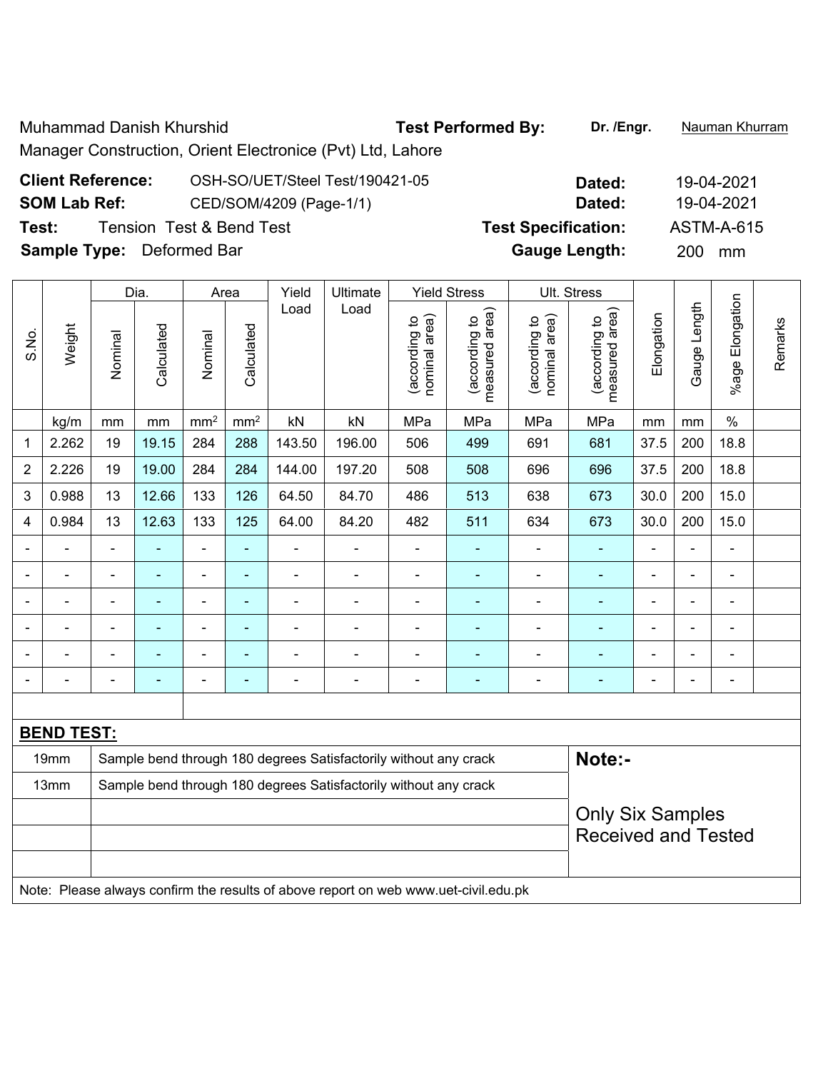Muhammad Danish Khurshid

Manager Construction, Orient Electronice (Pvt) Ltd, Lahore

**Test Performed By:** **Dr. /Engr.** Nauman Khurram

**Client Reference:** OSH-SO/UET/Steel Test/190421-05 **Dated:** 19-04-2021

**SOM Lab Ref:** CED/SOM/4209 (Page-1/1) **Dated:** 19-04-2021

**Test:** Tension Test & Bend Test **Test Specification:** ASTM-A-615

**Sample Type:** Deformed Bar **Gauge Length:** 200 mm

| S.No. | Weight | Dia. | | Area | | Yield Load | Ultimate Load | Yield Stress | | Ult. Stress | | Elongation | Gauge Length | %age Elongation | Remarks |
|---|---|---|---|---|---|---|---|---|---|---|---|---|---|---|---|
| | | Nominal | Calculated | Nominal | Calculated | | | (according to nominal area) | (according to measured area) | (according to nominal area) | (according to measured area) | | | | |
| | kg/m | mm | mm | mm² | mm² | kN | kN | MPa | MPa | MPa | MPa | mm | mm | % | |
| 1 | 2.262 | 19 | 19.15 | 284 | 288 | 143.50 | 196.00 | 506 | 499 | 691 | 681 | 37.5 | 200 | 18.8 | |
| 2 | 2.226 | 19 | 19.00 | 284 | 284 | 144.00 | 197.20 | 508 | 508 | 696 | 696 | 37.5 | 200 | 18.8 | |
| 3 | 0.988 | 13 | 12.66 | 133 | 126 | 64.50 | 84.70 | 486 | 513 | 638 | 673 | 30.0 | 200 | 15.0 | |
| 4 | 0.984 | 13 | 12.63 | 133 | 125 | 64.00 | 84.20 | 482 | 511 | 634 | 673 | 30.0 | 200 | 15.0 | |
| - | - | - | - | - | - | - | - | - | - | - | - | - | - | - | |
| - | - | - | - | - | - | - | - | - | - | - | - | - | - | - | |
| - | - | - | - | - | - | - | - | - | - | - | - | - | - | - | |
| - | - | - | - | - | - | - | - | - | - | - | - | - | - | - | |
| - | - | - | - | - | - | - | - | - | - | - | - | - | - | - | |
| - | - | - | - | - | - | - | - | - | - | - | - | - | - | - | |

**BEND TEST:**

| | |
|---|---|
| 19mm | Sample bend through 180 degrees Satisfactorily without any crack |
| 13mm | Sample bend through 180 degrees Satisfactorily without any crack |

**Note:-**

Only Six Samples Received and Tested

Note: Please always confirm the results of above report on web www.uet-civil.edu.pk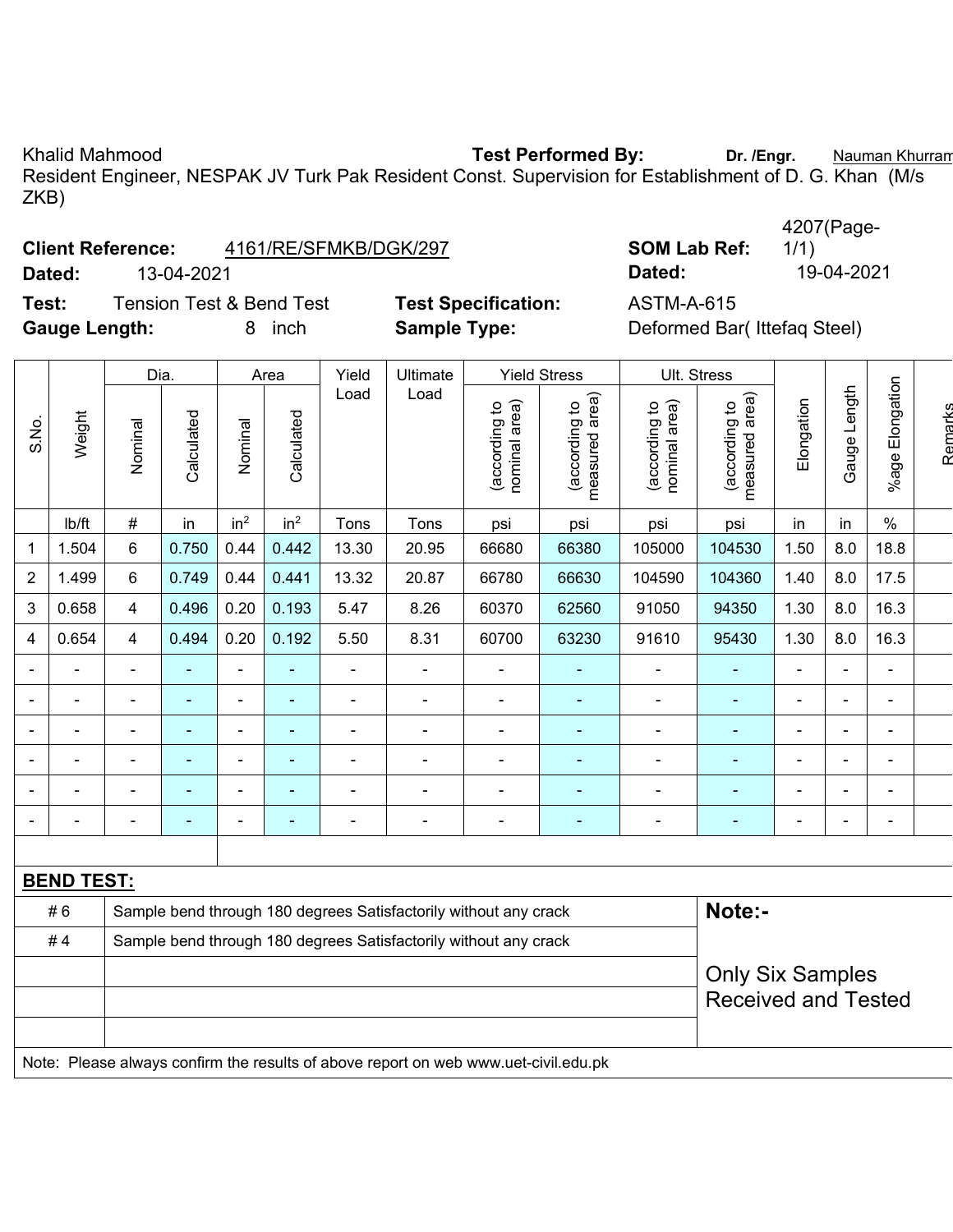Khalid Mahmood **Test Performed By:** **Dr. /Engr.** Nauman Khurram

Resident Engineer, NESPAK JV Turk Pak Resident Const. Supervision for Establishment of D. G. Khan (M/s ZKB)

**Client Reference:** 4161/RE/SFMKB/DGK/297 **SOM Lab Ref:** 4207(Page-1/1)

**Dated:** 13-04-2021 **Dated:** 19-04-2021

**Test:** Tension Test & Bend Test **Test Specification:** ASTM-A-615

**Gauge Length:** 8 inch **Sample Type:** Deformed Bar( Ittefaq Steel)

| S.No. | Weight | Dia. | | Area | | Yield Load | Ultimate Load | Yield Stress | | Ult. Stress | | Elongation | Gauge Length | %age Elongation | Remarks |
|---|---|---|---|---|---|---|---|---|---|---|---|---|---|---|---|
| | | Nominal | Calculated | Nominal | Calculated | | | (according to nominal area) | (according to measured area) | (according to nominal area) | (according to measured area) | | | | |
| | lb/ft | # | in | in$^2$ | in$^2$ | Tons | Tons | psi | psi | psi | psi | in | in | % | |
| 1 | 1.504 | 6 | 0.750 | 0.44 | 0.442 | 13.30 | 20.95 | 66680 | 66380 | 105000 | 104530 | 1.50 | 8.0 | 18.8 | |
| 2 | 1.499 | 6 | 0.749 | 0.44 | 0.441 | 13.32 | 20.87 | 66780 | 66630 | 104590 | 104360 | 1.40 | 8.0 | 17.5 | |
| 3 | 0.658 | 4 | 0.496 | 0.20 | 0.193 | 5.47 | 8.26 | 60370 | 62560 | 91050 | 94350 | 1.30 | 8.0 | 16.3 | |
| 4 | 0.654 | 4 | 0.494 | 0.20 | 0.192 | 5.50 | 8.31 | 60700 | 63230 | 91610 | 95430 | 1.30 | 8.0 | 16.3 | |
| - | - | - | - | - | - | - | - | - | - | - | - | - | - | - | |
| - | - | - | - | - | - | - | - | - | - | - | - | - | - | - | |
| - | - | - | - | - | - | - | - | - | - | - | - | - | - | - | |
| - | - | - | - | - | - | - | - | - | - | - | - | - | - | - | |
| - | - | - | - | - | - | - | - | - | - | - | - | - | - | - | |
| - | - | - | - | - | - | - | - | - | - | - | - | - | - | - | |

**BEND TEST:**

| | | |
|---|---|---|
| # 6 | Sample bend through 180 degrees Satisfactorily without any crack | **Note:-** |
| # 4 | Sample bend through 180 degrees Satisfactorily without any crack | Only Six Samples Received and Tested |

Note: Please always confirm the results of above report on web www.uet-civil.edu.pk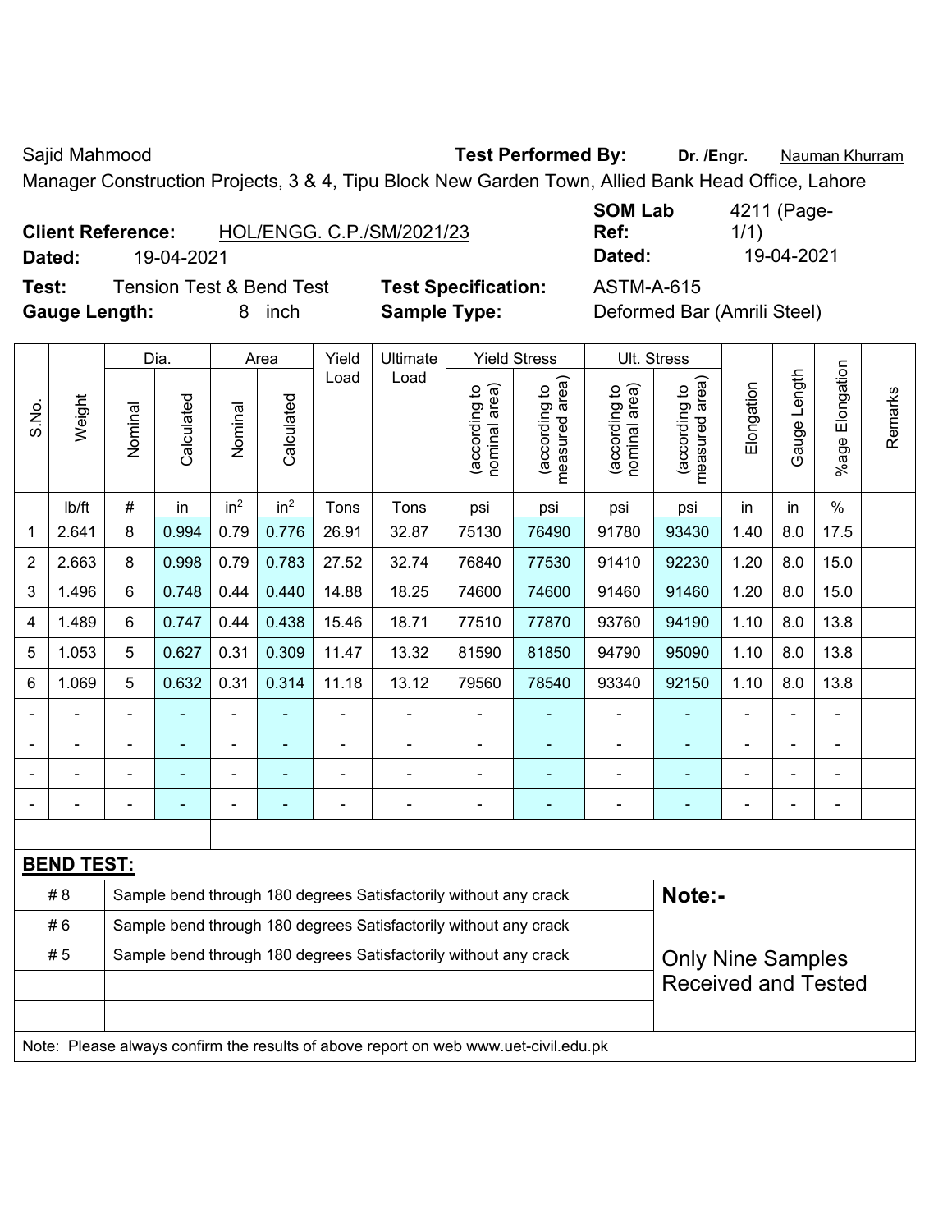Sajid Mahmood **Test Performed By:** **Dr. /Engr.** Nauman Khurram

Manager Construction Projects, 3 & 4, Tipu Block New Garden Town, Allied Bank Head Office, Lahore

**Client Reference:** HOL/ENGG. C.P./SM/2021/23 **SOM Lab Ref:** 4211 (Page-1/1)

**Dated:** 19-04-2021 **Dated:** 19-04-2021

**Test:** Tension Test & Bend Test **Test Specification:** ASTM-A-615

**Gauge Length:** 8 inch **Sample Type:** Deformed Bar (Amrili Steel)

| S.No. | Weight | Dia. | | Area | | Yield Load | Ultimate Load | Yield Stress | | Ult. Stress | | Elongation | Gauge Length | %age Elongation | Remarks |
|---|---|---|---|---|---|---|---|---|---|---|---|---|---|---|---|
| | | Nominal | Calculated | Nominal | Calculated | | | (according to nominal area) | (according to measured area) | (according to nominal area) | (according to measured area) | | | | |
| | lb/ft | # | in | $in^2$ | $in^2$ | Tons | Tons | psi | psi | psi | psi | in | in | % | |
| 1 | 2.641 | 8 | 0.994 | 0.79 | 0.776 | 26.91 | 32.87 | 75130 | 76490 | 91780 | 93430 | 1.40 | 8.0 | 17.5 | |
| 2 | 2.663 | 8 | 0.998 | 0.79 | 0.783 | 27.52 | 32.74 | 76840 | 77530 | 91410 | 92230 | 1.20 | 8.0 | 15.0 | |
| 3 | 1.496 | 6 | 0.748 | 0.44 | 0.440 | 14.88 | 18.25 | 74600 | 74600 | 91460 | 91460 | 1.20 | 8.0 | 15.0 | |
| 4 | 1.489 | 6 | 0.747 | 0.44 | 0.438 | 15.46 | 18.71 | 77510 | 77870 | 93760 | 94190 | 1.10 | 8.0 | 13.8 | |
| 5 | 1.053 | 5 | 0.627 | 0.31 | 0.309 | 11.47 | 13.32 | 81590 | 81850 | 94790 | 95090 | 1.10 | 8.0 | 13.8 | |
| 6 | 1.069 | 5 | 0.632 | 0.31 | 0.314 | 11.18 | 13.12 | 79560 | 78540 | 93340 | 92150 | 1.10 | 8.0 | 13.8 | |
| - | - | - | - | - | - | - | - | - | - | - | - | - | - | - | |
| - | - | - | - | - | - | - | - | - | - | - | - | - | - | - | |
| - | - | - | - | - | - | - | - | - | - | - | - | - | - | - | |
| - | - | - | - | - | - | - | - | - | - | - | - | - | - | - | |

**BEND TEST:**

| | | |
|---|---|---|
| # 8 | Sample bend through 180 degrees Satisfactorily without any crack | **Note:-** |
| # 6 | Sample bend through 180 degrees Satisfactorily without any crack | |
| # 5 | Sample bend through 180 degrees Satisfactorily without any crack | Only Nine Samples Received and Tested |

Note: Please always confirm the results of above report on web www.uet-civil.edu.pk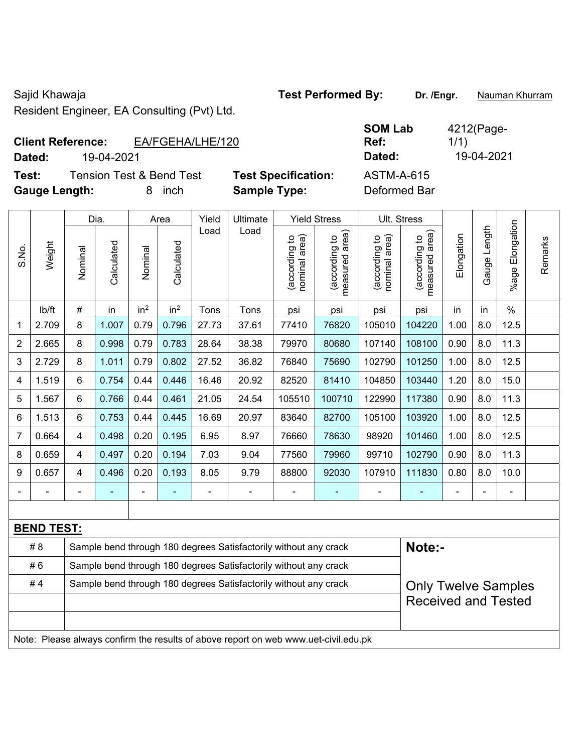Sajid Khawaja
Resident Engineer, EA Consulting (Pvt) Ltd.

**Test Performed By:** **Dr. /Engr.** Nauman Khurram

**Client Reference:** EA/FGEHA/LHE/120
**Dated:** 19-04-2021

**SOM Lab Ref:** 4212(Page-1/1)
**Dated:** 19-04-2021

**Test:** Tension Test & Bend Test
**Gauge Length:** 8 inch

**Test Specification:** ASTM-A-615
**Sample Type:** Deformed Bar

| S.No. | Weight | Dia. | | Area | | Yield Load | Ultimate Load | Yield Stress | | Ult. Stress | | Elongation | Gauge Length | %age Elongation | Remarks |
|---|---|---|---|---|---|---|---|---|---|---|---|---|---|---|---|
| | | Nominal | Calculated | Nominal | Calculated | | | (according to nominal area) | (according to measured area) | (according to nominal area) | (according to measured area) | | | | |
| | lb/ft | # | in | in$^2$ | in$^2$ | Tons | Tons | psi | psi | psi | psi | in | in | % | |
| 1 | 2.709 | 8 | 1.007 | 0.79 | 0.796 | 27.73 | 37.61 | 77410 | 76820 | 105010 | 104220 | 1.00 | 8.0 | 12.5 | |
| 2 | 2.665 | 8 | 0.998 | 0.79 | 0.783 | 28.64 | 38.38 | 79970 | 80680 | 107140 | 108100 | 0.90 | 8.0 | 11.3 | |
| 3 | 2.729 | 8 | 1.011 | 0.79 | 0.802 | 27.52 | 36.82 | 76840 | 75690 | 102790 | 101250 | 1.00 | 8.0 | 12.5 | |
| 4 | 1.519 | 6 | 0.754 | 0.44 | 0.446 | 16.46 | 20.92 | 82520 | 81410 | 104850 | 103440 | 1.20 | 8.0 | 15.0 | |
| 5 | 1.567 | 6 | 0.766 | 0.44 | 0.461 | 21.05 | 24.54 | 105510 | 100710 | 122990 | 117380 | 0.90 | 8.0 | 11.3 | |
| 6 | 1.513 | 6 | 0.753 | 0.44 | 0.445 | 16.69 | 20.97 | 83640 | 82700 | 105100 | 103920 | 1.00 | 8.0 | 12.5 | |
| 7 | 0.664 | 4 | 0.498 | 0.20 | 0.195 | 6.95 | 8.97 | 76660 | 78630 | 98920 | 101460 | 1.00 | 8.0 | 12.5 | |
| 8 | 0.659 | 4 | 0.497 | 0.20 | 0.194 | 7.03 | 9.04 | 77560 | 79960 | 99710 | 102790 | 0.90 | 8.0 | 11.3 | |
| 9 | 0.657 | 4 | 0.496 | 0.20 | 0.193 | 8.05 | 9.79 | 88800 | 92030 | 107910 | 111830 | 0.80 | 8.0 | 10.0 | |
| - | - | - | - | - | - | - | - | - | - | - | - | - | - | - | |

**BEND TEST:**

| | | |
|---|---|---|
| # 8 | Sample bend through 180 degrees Satisfactorily without any crack | **Note:-** |
| # 6 | Sample bend through 180 degrees Satisfactorily without any crack | |
| # 4 | Sample bend through 180 degrees Satisfactorily without any crack | Only Twelve Samples Received and Tested |

Note: Please always confirm the results of above report on web www.uet-civil.edu.pk